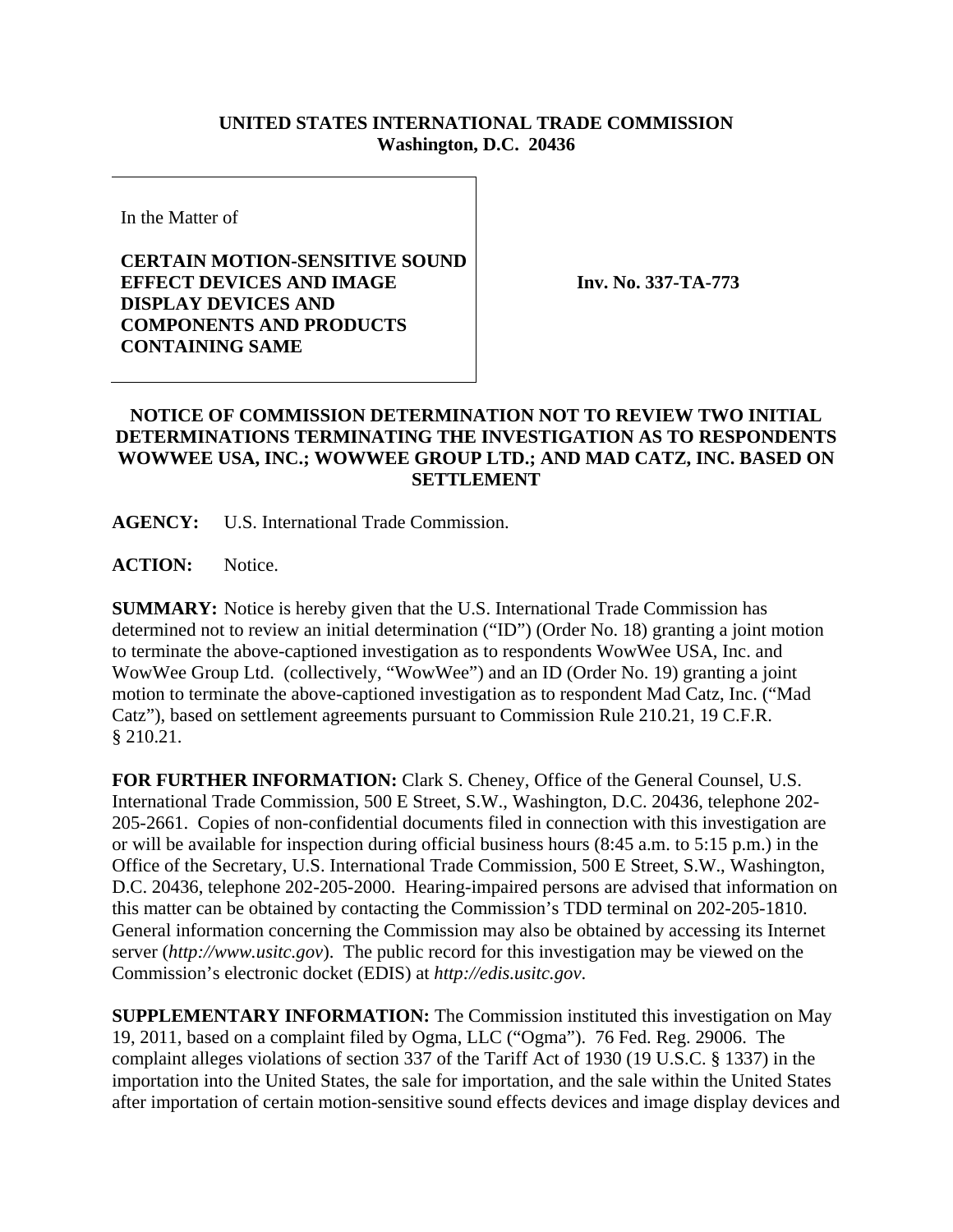**UNITED STATES INTERNATIONAL TRADE COMMISSION**
**Washington, D.C. 20436**

| In the Matter of<br><br>**CERTAIN MOTION-SENSITIVE SOUND EFFECT DEVICES AND IMAGE DISPLAY DEVICES AND COMPONENTS AND PRODUCTS CONTAINING SAME** | **Inv. No. 337-TA-773** |
|---|---|

## NOTICE OF COMMISSION DETERMINATION NOT TO REVIEW TWO INITIAL DETERMINATIONS TERMINATING THE INVESTIGATION AS TO RESPONDENTS WOWWEE USA, INC.; WOWWEE GROUP LTD.; AND MAD CATZ, INC. BASED ON SETTLEMENT

**AGENCY:** U.S. International Trade Commission.

**ACTION:** Notice.

**SUMMARY:** Notice is hereby given that the U.S. International Trade Commission has determined not to review an initial determination ("ID") (Order No. 18) granting a joint motion to terminate the above-captioned investigation as to respondents WowWee USA, Inc. and WowWee Group Ltd. (collectively, "WowWee") and an ID (Order No. 19) granting a joint motion to terminate the above-captioned investigation as to respondent Mad Catz, Inc. ("Mad Catz"), based on settlement agreements pursuant to Commission Rule 210.21, 19 C.F.R. § 210.21.

**FOR FURTHER INFORMATION:** Clark S. Cheney, Office of the General Counsel, U.S. International Trade Commission, 500 E Street, S.W., Washington, D.C. 20436, telephone 202-205-2661. Copies of non-confidential documents filed in connection with this investigation are or will be available for inspection during official business hours (8:45 a.m. to 5:15 p.m.) in the Office of the Secretary, U.S. International Trade Commission, 500 E Street, S.W., Washington, D.C. 20436, telephone 202-205-2000. Hearing-impaired persons are advised that information on this matter can be obtained by contacting the Commission's TDD terminal on 202-205-1810. General information concerning the Commission may also be obtained by accessing its Internet server (*http://www.usitc.gov*). The public record for this investigation may be viewed on the Commission's electronic docket (EDIS) at *http://edis.usitc.gov*.

**SUPPLEMENTARY INFORMATION:** The Commission instituted this investigation on May 19, 2011, based on a complaint filed by Ogma, LLC ("Ogma"). 76 Fed. Reg. 29006. The complaint alleges violations of section 337 of the Tariff Act of 1930 (19 U.S.C. § 1337) in the importation into the United States, the sale for importation, and the sale within the United States after importation of certain motion-sensitive sound effects devices and image display devices and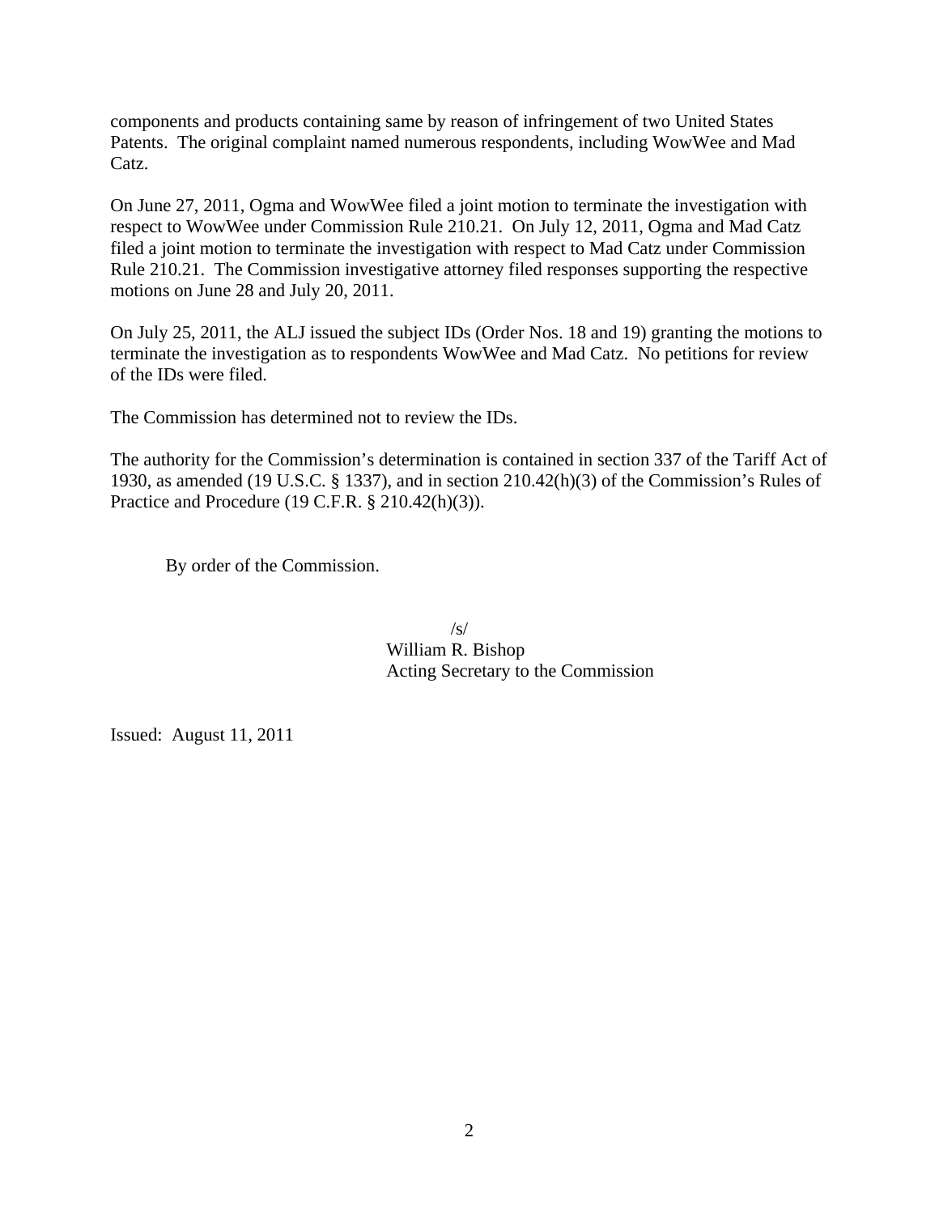components and products containing same by reason of infringement of two United States Patents. The original complaint named numerous respondents, including WowWee and Mad Catz.

On June 27, 2011, Ogma and WowWee filed a joint motion to terminate the investigation with respect to WowWee under Commission Rule 210.21. On July 12, 2011, Ogma and Mad Catz filed a joint motion to terminate the investigation with respect to Mad Catz under Commission Rule 210.21. The Commission investigative attorney filed responses supporting the respective motions on June 28 and July 20, 2011.

On July 25, 2011, the ALJ issued the subject IDs (Order Nos. 18 and 19) granting the motions to terminate the investigation as to respondents WowWee and Mad Catz. No petitions for review of the IDs were filed.

The Commission has determined not to review the IDs.

The authority for the Commission's determination is contained in section 337 of the Tariff Act of 1930, as amended (19 U.S.C. § 1337), and in section 210.42(h)(3) of the Commission's Rules of Practice and Procedure (19 C.F.R. § 210.42(h)(3)).

By order of the Commission.

/s/
William R. Bishop
Acting Secretary to the Commission

Issued: August 11, 2011